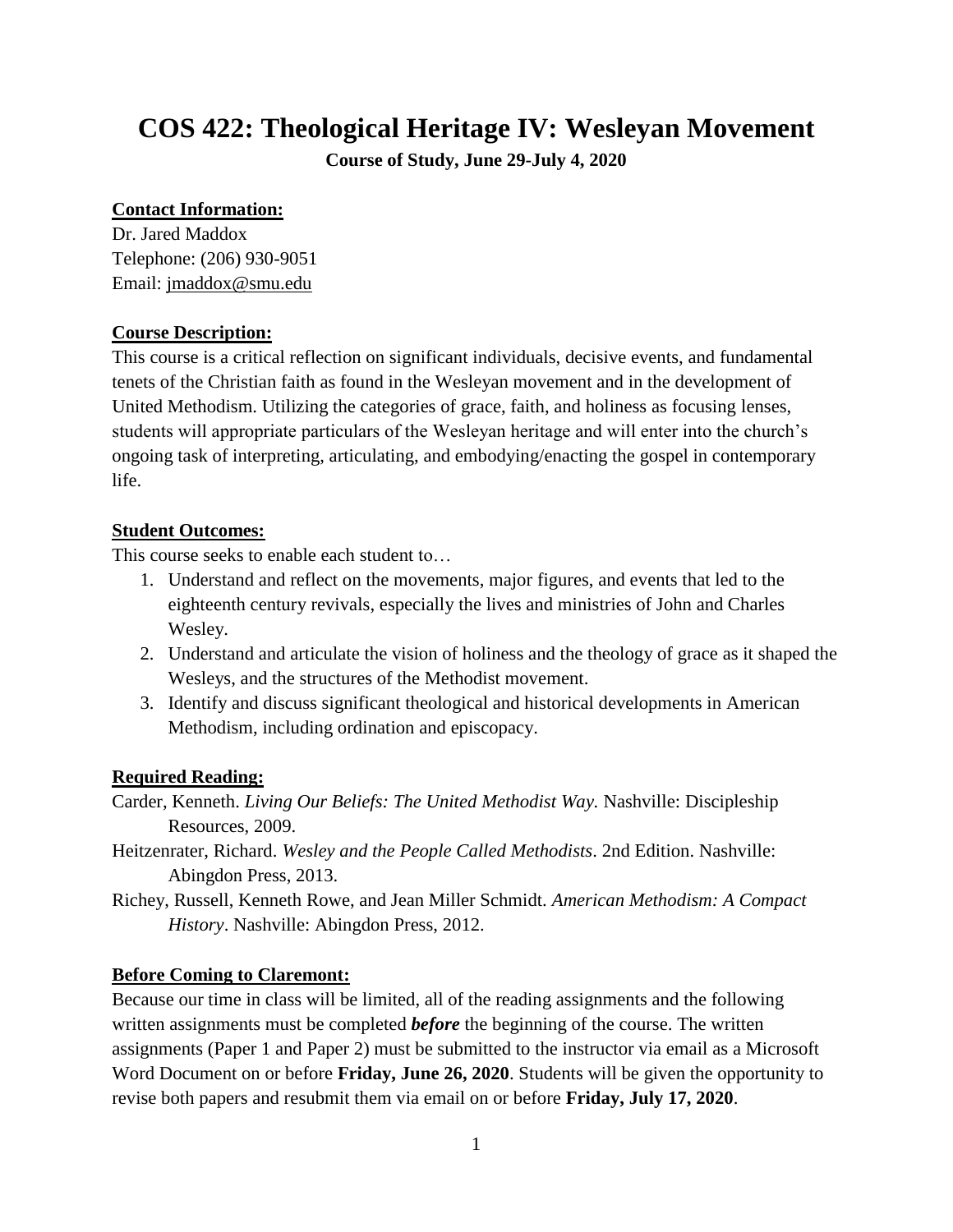# COS 422: Theological Heritage IV: Wesleyan Movement

**Course of Study, June 29-July 4, 2020**

## Contact Information:

Dr. Jared Maddox
Telephone: (206) 930-9051
Email: jmaddox@smu.edu

## Course Description:

This course is a critical reflection on significant individuals, decisive events, and fundamental tenets of the Christian faith as found in the Wesleyan movement and in the development of United Methodism. Utilizing the categories of grace, faith, and holiness as focusing lenses, students will appropriate particulars of the Wesleyan heritage and will enter into the church's ongoing task of interpreting, articulating, and embodying/enacting the gospel in contemporary life.

## Student Outcomes:

This course seeks to enable each student to…

1. Understand and reflect on the movements, major figures, and events that led to the eighteenth century revivals, especially the lives and ministries of John and Charles Wesley.
2. Understand and articulate the vision of holiness and the theology of grace as it shaped the Wesleys, and the structures of the Methodist movement.
3. Identify and discuss significant theological and historical developments in American Methodism, including ordination and episcopacy.

## Required Reading:

Carder, Kenneth. *Living Our Beliefs: The United Methodist Way.* Nashville: Discipleship Resources, 2009.

Heitzenrater, Richard. *Wesley and the People Called Methodists*. 2nd Edition. Nashville: Abingdon Press, 2013.

Richey, Russell, Kenneth Rowe, and Jean Miller Schmidt. *American Methodism: A Compact History*. Nashville: Abingdon Press, 2012.

## Before Coming to Claremont:

Because our time in class will be limited, all of the reading assignments and the following written assignments must be completed ***before*** the beginning of the course. The written assignments (Paper 1 and Paper 2) must be submitted to the instructor via email as a Microsoft Word Document on or before **Friday, June 26, 2020**. Students will be given the opportunity to revise both papers and resubmit them via email on or before **Friday, July 17, 2020**.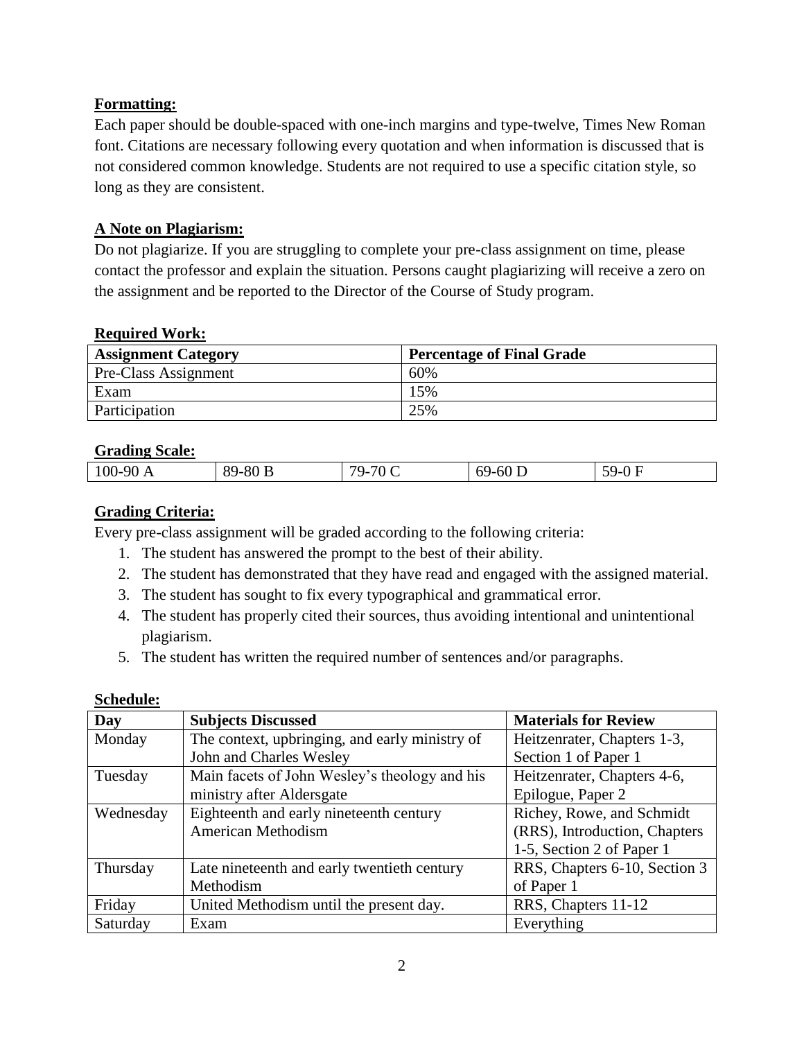**Formatting:**

Each paper should be double-spaced with one-inch margins and type-twelve, Times New Roman font. Citations are necessary following every quotation and when information is discussed that is not considered common knowledge. Students are not required to use a specific citation style, so long as they are consistent.

**A Note on Plagiarism:**

Do not plagiarize. If you are struggling to complete your pre-class assignment on time, please contact the professor and explain the situation. Persons caught plagiarizing will receive a zero on the assignment and be reported to the Director of the Course of Study program.

**Required Work:**

| Assignment Category | Percentage of Final Grade |
|---|---|
| Pre-Class Assignment | 60% |
| Exam | 15% |
| Participation | 25% |

**Grading Scale:**

| 100-90 A | 89-80 B | 79-70 C | 69-60 D | 59-0 F |
|---|---|---|---|---|

**Grading Criteria:**

Every pre-class assignment will be graded according to the following criteria:

1. The student has answered the prompt to the best of their ability.
2. The student has demonstrated that they have read and engaged with the assigned material.
3. The student has sought to fix every typographical and grammatical error.
4. The student has properly cited their sources, thus avoiding intentional and unintentional plagiarism.
5. The student has written the required number of sentences and/or paragraphs.

**Schedule:**

| Day | Subjects Discussed | Materials for Review |
|---|---|---|
| Monday | The context, upbringing, and early ministry of John and Charles Wesley | Heitzenrater, Chapters 1-3, Section 1 of Paper 1 |
| Tuesday | Main facets of John Wesley's theology and his ministry after Aldersgate | Heitzenrater, Chapters 4-6, Epilogue, Paper 2 |
| Wednesday | Eighteenth and early nineteenth century American Methodism | Richey, Rowe, and Schmidt (RRS), Introduction, Chapters 1-5, Section 2 of Paper 1 |
| Thursday | Late nineteenth and early twentieth century Methodism | RRS, Chapters 6-10, Section 3 of Paper 1 |
| Friday | United Methodism until the present day. | RRS, Chapters 11-12 |
| Saturday | Exam | Everything |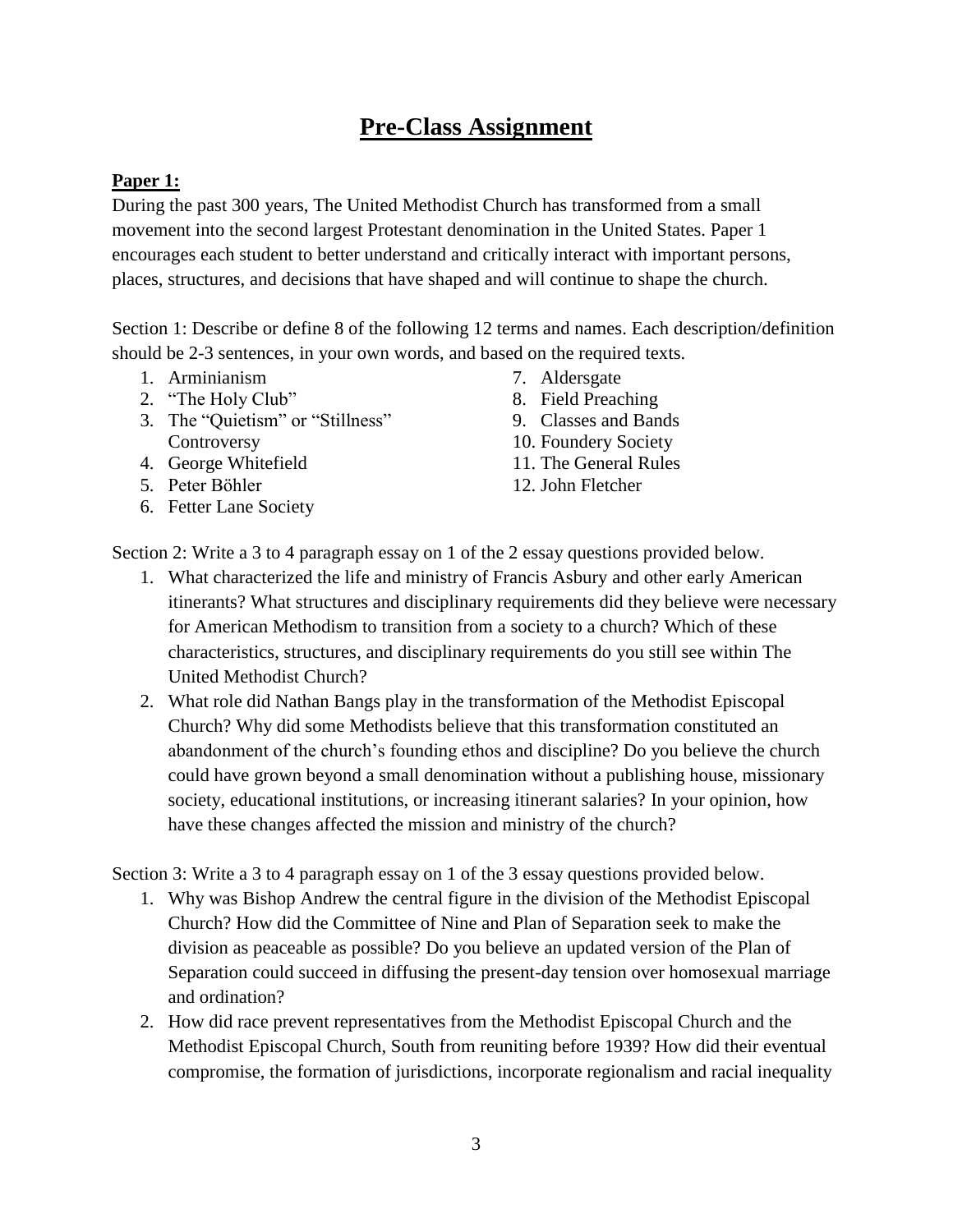# Pre-Class Assignment

**Paper 1:**

During the past 300 years, The United Methodist Church has transformed from a small movement into the second largest Protestant denomination in the United States. Paper 1 encourages each student to better understand and critically interact with important persons, places, structures, and decisions that have shaped and will continue to shape the church.

Section 1: Describe or define 8 of the following 12 terms and names. Each description/definition should be 2-3 sentences, in your own words, and based on the required texts.

1. Arminianism
2. "The Holy Club"
3. The "Quietism" or "Stillness" Controversy
4. George Whitefield
5. Peter Böhler
6. Fetter Lane Society
7. Aldersgate
8. Field Preaching
9. Classes and Bands
10. Foundery Society
11. The General Rules
12. John Fletcher

Section 2: Write a 3 to 4 paragraph essay on 1 of the 2 essay questions provided below.

1. What characterized the life and ministry of Francis Asbury and other early American itinerants? What structures and disciplinary requirements did they believe were necessary for American Methodism to transition from a society to a church? Which of these characteristics, structures, and disciplinary requirements do you still see within The United Methodist Church?
2. What role did Nathan Bangs play in the transformation of the Methodist Episcopal Church? Why did some Methodists believe that this transformation constituted an abandonment of the church's founding ethos and discipline? Do you believe the church could have grown beyond a small denomination without a publishing house, missionary society, educational institutions, or increasing itinerant salaries? In your opinion, how have these changes affected the mission and ministry of the church?

Section 3: Write a 3 to 4 paragraph essay on 1 of the 3 essay questions provided below.

1. Why was Bishop Andrew the central figure in the division of the Methodist Episcopal Church? How did the Committee of Nine and Plan of Separation seek to make the division as peaceable as possible? Do you believe an updated version of the Plan of Separation could succeed in diffusing the present-day tension over homosexual marriage and ordination?
2. How did race prevent representatives from the Methodist Episcopal Church and the Methodist Episcopal Church, South from reuniting before 1939? How did their eventual compromise, the formation of jurisdictions, incorporate regionalism and racial inequality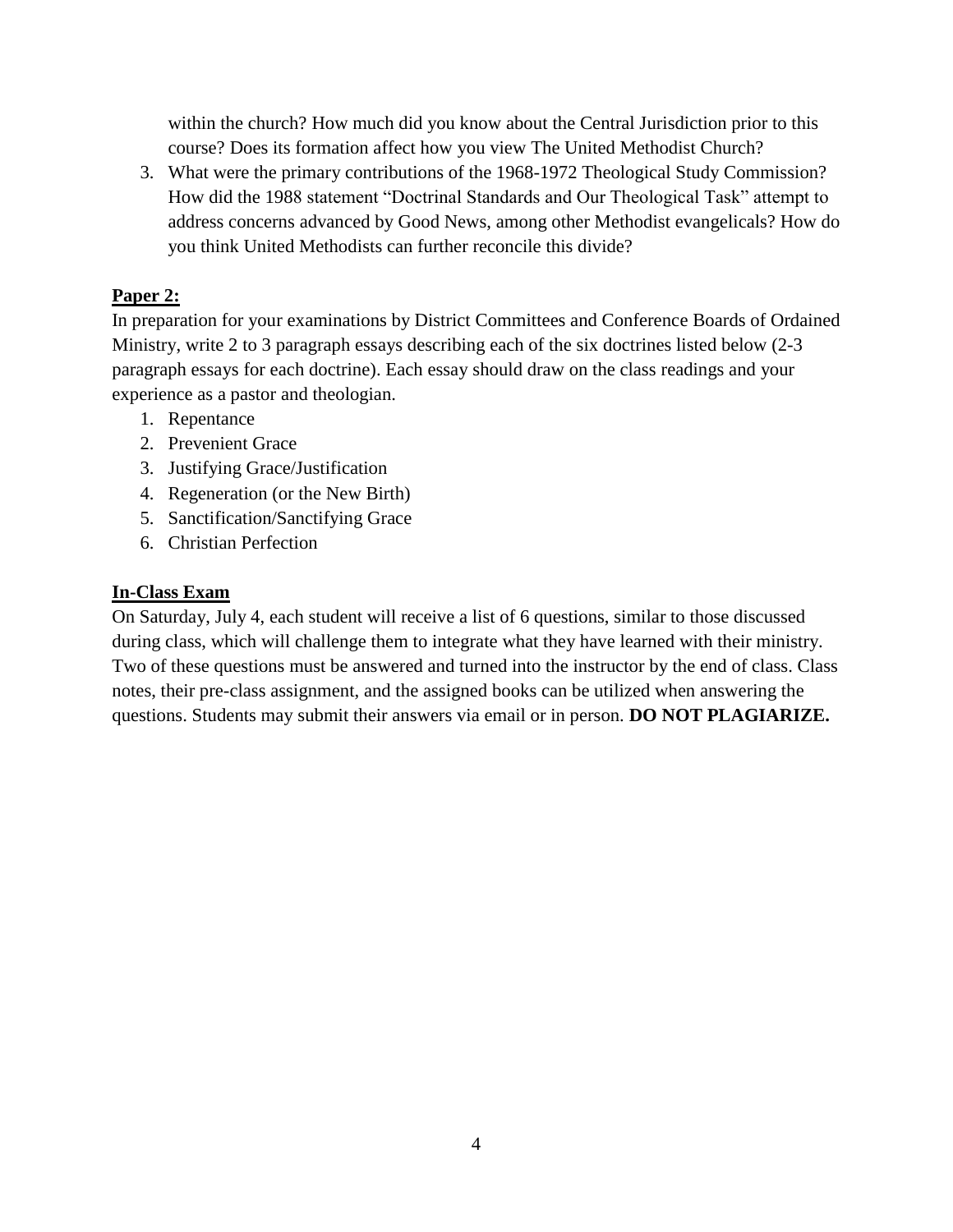within the church? How much did you know about the Central Jurisdiction prior to this course? Does its formation affect how you view The United Methodist Church?

3. What were the primary contributions of the 1968-1972 Theological Study Commission? How did the 1988 statement "Doctrinal Standards and Our Theological Task" attempt to address concerns advanced by Good News, among other Methodist evangelicals? How do you think United Methodists can further reconcile this divide?

**Paper 2:**

In preparation for your examinations by District Committees and Conference Boards of Ordained Ministry, write 2 to 3 paragraph essays describing each of the six doctrines listed below (2-3 paragraph essays for each doctrine). Each essay should draw on the class readings and your experience as a pastor and theologian.

1. Repentance
2. Prevenient Grace
3. Justifying Grace/Justification
4. Regeneration (or the New Birth)
5. Sanctification/Sanctifying Grace
6. Christian Perfection

**In-Class Exam**

On Saturday, July 4, each student will receive a list of 6 questions, similar to those discussed during class, which will challenge them to integrate what they have learned with their ministry. Two of these questions must be answered and turned into the instructor by the end of class. Class notes, their pre-class assignment, and the assigned books can be utilized when answering the questions. Students may submit their answers via email or in person. **DO NOT PLAGIARIZE.**